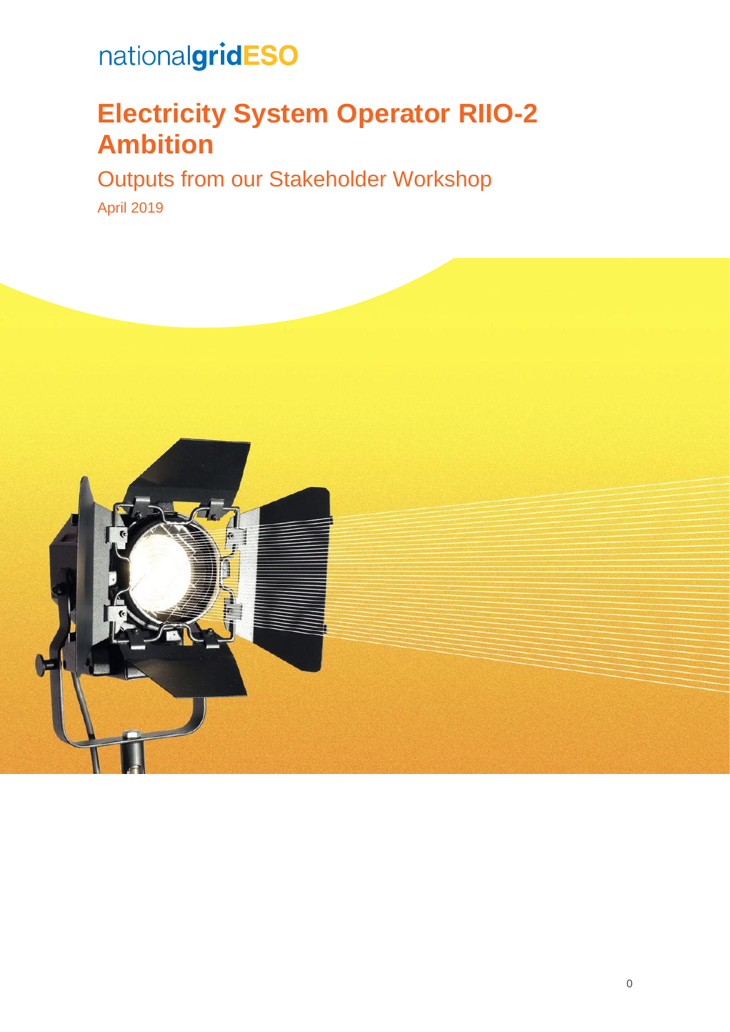nationalgridESO

# Electricity System Operator RIIO-2 Ambition

## Outputs from our Stakeholder Workshop

April 2019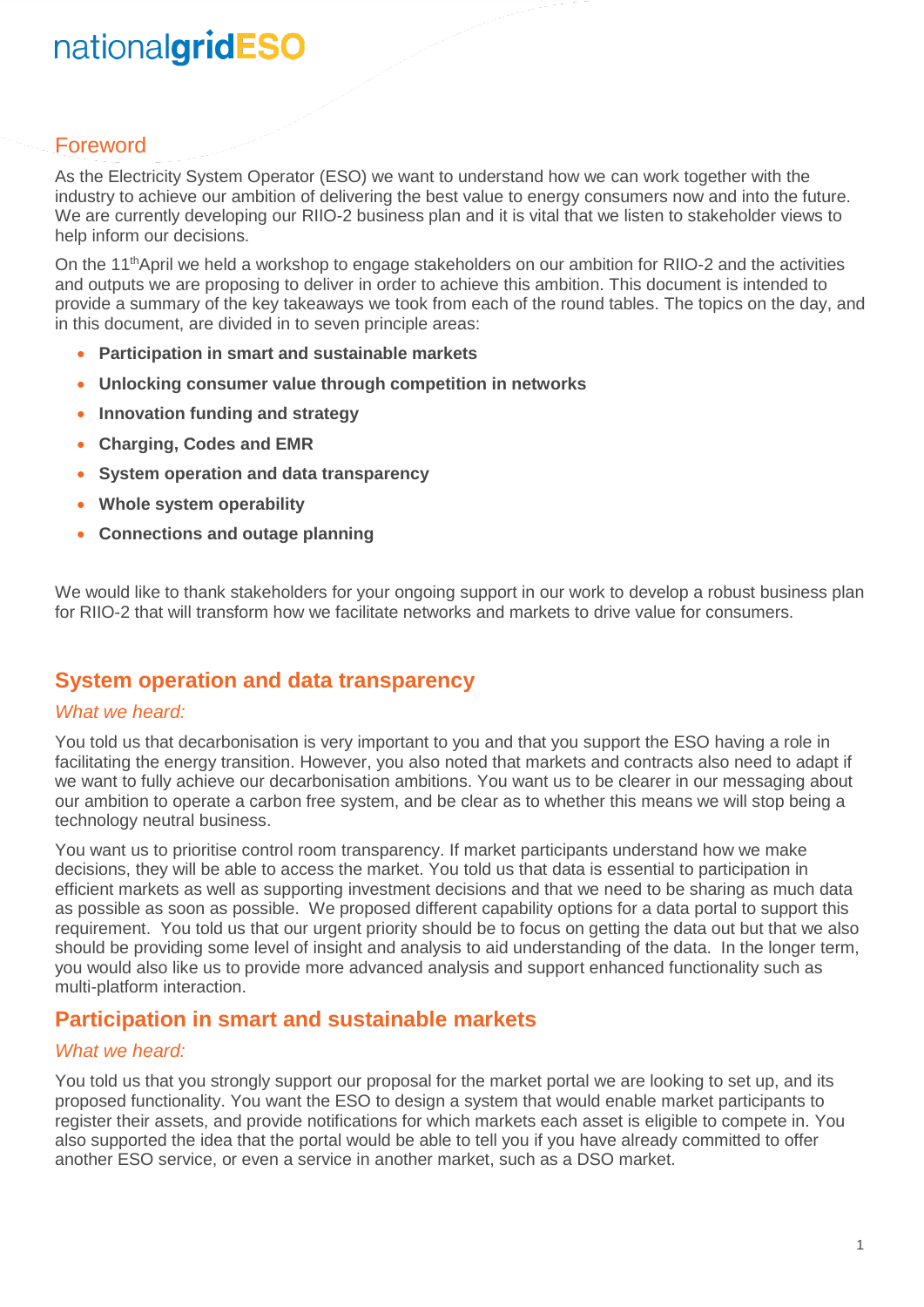nationalgridESO

## Foreword

As the Electricity System Operator (ESO) we want to understand how we can work together with the industry to achieve our ambition of delivering the best value to energy consumers now and into the future. We are currently developing our RIIO-2 business plan and it is vital that we listen to stakeholder views to help inform our decisions.

On the 11thApril we held a workshop to engage stakeholders on our ambition for RIIO-2 and the activities and outputs we are proposing to deliver in order to achieve this ambition. This document is intended to provide a summary of the key takeaways we took from each of the round tables. The topics on the day, and in this document, are divided in to seven principle areas:

- **Participation in smart and sustainable markets**
- **Unlocking consumer value through competition in networks**
- **Innovation funding and strategy**
- **Charging, Codes and EMR**
- **System operation and data transparency**
- **Whole system operability**
- **Connections and outage planning**

We would like to thank stakeholders for your ongoing support in our work to develop a robust business plan for RIIO-2 that will transform how we facilitate networks and markets to drive value for consumers.

## System operation and data transparency

### *What we heard:*

You told us that decarbonisation is very important to you and that you support the ESO having a role in facilitating the energy transition. However, you also noted that markets and contracts also need to adapt if we want to fully achieve our decarbonisation ambitions. You want us to be clearer in our messaging about our ambition to operate a carbon free system, and be clear as to whether this means we will stop being a technology neutral business.

You want us to prioritise control room transparency. If market participants understand how we make decisions, they will be able to access the market. You told us that data is essential to participation in efficient markets as well as supporting investment decisions and that we need to be sharing as much data as possible as soon as possible. We proposed different capability options for a data portal to support this requirement. You told us that our urgent priority should be to focus on getting the data out but that we also should be providing some level of insight and analysis to aid understanding of the data. In the longer term, you would also like us to provide more advanced analysis and support enhanced functionality such as multi-platform interaction.

## Participation in smart and sustainable markets

### *What we heard:*

You told us that you strongly support our proposal for the market portal we are looking to set up, and its proposed functionality. You want the ESO to design a system that would enable market participants to register their assets, and provide notifications for which markets each asset is eligible to compete in. You also supported the idea that the portal would be able to tell you if you have already committed to offer another ESO service, or even a service in another market, such as a DSO market.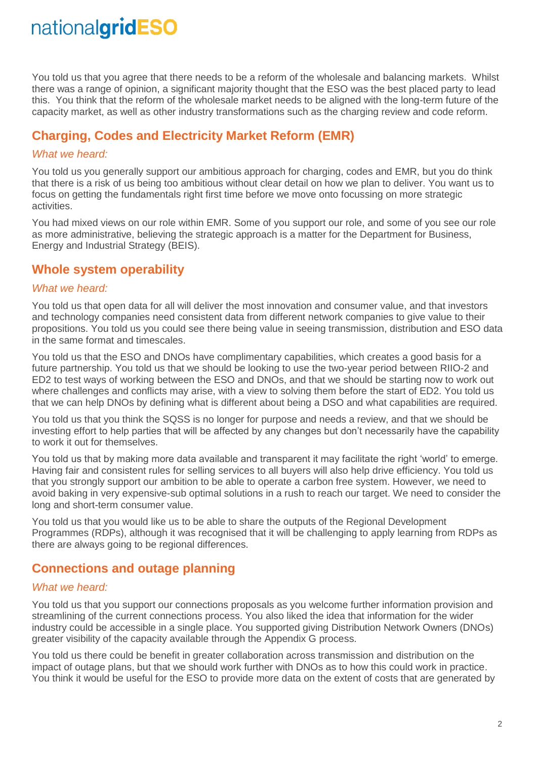You told us that you agree that there needs to be a reform of the wholesale and balancing markets. Whilst there was a range of opinion, a significant majority thought that the ESO was the best placed party to lead this. You think that the reform of the wholesale market needs to be aligned with the long-term future of the capacity market, as well as other industry transformations such as the charging review and code reform.

## Charging, Codes and Electricity Market Reform (EMR)

*What we heard:*

You told us you generally support our ambitious approach for charging, codes and EMR, but you do think that there is a risk of us being too ambitious without clear detail on how we plan to deliver. You want us to focus on getting the fundamentals right first time before we move onto focussing on more strategic activities.

You had mixed views on our role within EMR. Some of you support our role, and some of you see our role as more administrative, believing the strategic approach is a matter for the Department for Business, Energy and Industrial Strategy (BEIS).

## Whole system operability

*What we heard:*

You told us that open data for all will deliver the most innovation and consumer value, and that investors and technology companies need consistent data from different network companies to give value to their propositions. You told us you could see there being value in seeing transmission, distribution and ESO data in the same format and timescales.

You told us that the ESO and DNOs have complimentary capabilities, which creates a good basis for a future partnership. You told us that we should be looking to use the two-year period between RIIO-2 and ED2 to test ways of working between the ESO and DNOs, and that we should be starting now to work out where challenges and conflicts may arise, with a view to solving them before the start of ED2. You told us that we can help DNOs by defining what is different about being a DSO and what capabilities are required.

You told us that you think the SQSS is no longer for purpose and needs a review, and that we should be investing effort to help parties that will be affected by any changes but don't necessarily have the capability to work it out for themselves.

You told us that by making more data available and transparent it may facilitate the right 'world' to emerge. Having fair and consistent rules for selling services to all buyers will also help drive efficiency. You told us that you strongly support our ambition to be able to operate a carbon free system. However, we need to avoid baking in very expensive-sub optimal solutions in a rush to reach our target. We need to consider the long and short-term consumer value.

You told us that you would like us to be able to share the outputs of the Regional Development Programmes (RDPs), although it was recognised that it will be challenging to apply learning from RDPs as there are always going to be regional differences.

## Connections and outage planning

*What we heard:*

You told us that you support our connections proposals as you welcome further information provision and streamlining of the current connections process. You also liked the idea that information for the wider industry could be accessible in a single place. You supported giving Distribution Network Owners (DNOs) greater visibility of the capacity available through the Appendix G process.

You told us there could be benefit in greater collaboration across transmission and distribution on the impact of outage plans, but that we should work further with DNOs as to how this could work in practice. You think it would be useful for the ESO to provide more data on the extent of costs that are generated by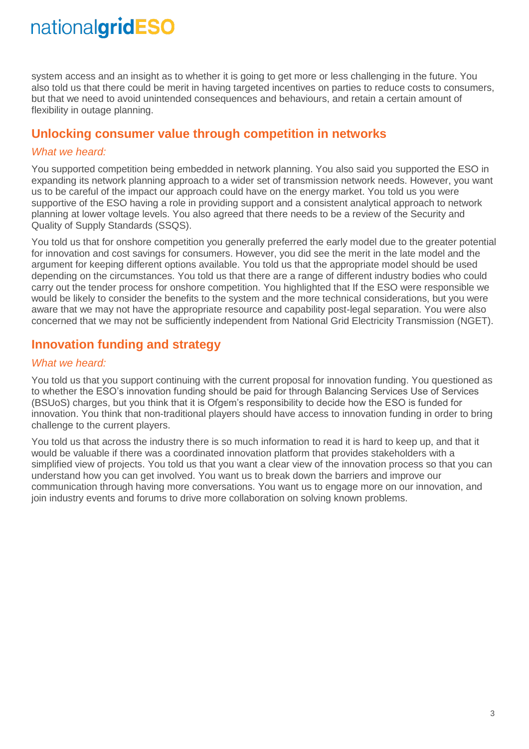system access and an insight as to whether it is going to get more or less challenging in the future. You also told us that there could be merit in having targeted incentives on parties to reduce costs to consumers, but that we need to avoid unintended consequences and behaviours, and retain a certain amount of flexibility in outage planning.

## Unlocking consumer value through competition in networks

*What we heard:*

You supported competition being embedded in network planning. You also said you supported the ESO in expanding its network planning approach to a wider set of transmission network needs. However, you want us to be careful of the impact our approach could have on the energy market. You told us you were supportive of the ESO having a role in providing support and a consistent analytical approach to network planning at lower voltage levels. You also agreed that there needs to be a review of the Security and Quality of Supply Standards (SSQS).

You told us that for onshore competition you generally preferred the early model due to the greater potential for innovation and cost savings for consumers. However, you did see the merit in the late model and the argument for keeping different options available. You told us that the appropriate model should be used depending on the circumstances. You told us that there are a range of different industry bodies who could carry out the tender process for onshore competition. You highlighted that If the ESO were responsible we would be likely to consider the benefits to the system and the more technical considerations, but you were aware that we may not have the appropriate resource and capability post-legal separation. You were also concerned that we may not be sufficiently independent from National Grid Electricity Transmission (NGET).

## Innovation funding and strategy

*What we heard:*

You told us that you support continuing with the current proposal for innovation funding. You questioned as to whether the ESO's innovation funding should be paid for through Balancing Services Use of Services (BSUoS) charges, but you think that it is Ofgem's responsibility to decide how the ESO is funded for innovation. You think that non-traditional players should have access to innovation funding in order to bring challenge to the current players.

You told us that across the industry there is so much information to read it is hard to keep up, and that it would be valuable if there was a coordinated innovation platform that provides stakeholders with a simplified view of projects. You told us that you want a clear view of the innovation process so that you can understand how you can get involved. You want us to break down the barriers and improve our communication through having more conversations. You want us to engage more on our innovation, and join industry events and forums to drive more collaboration on solving known problems.